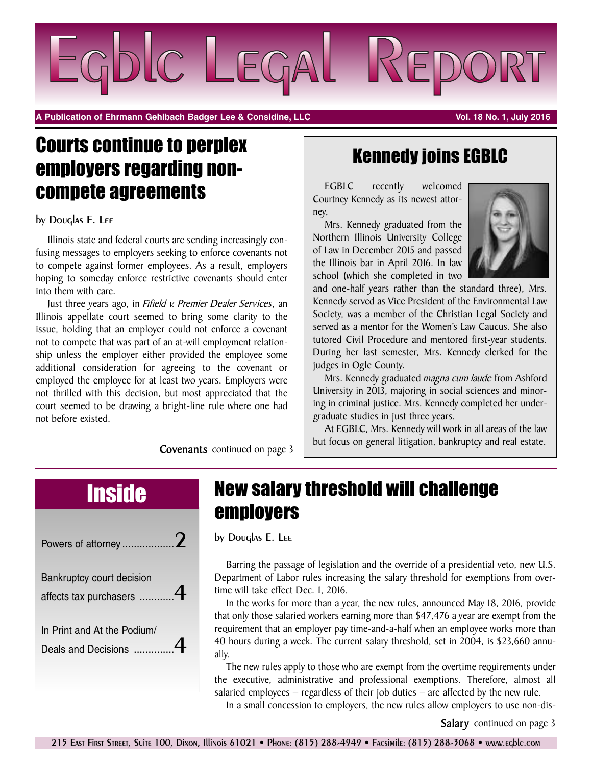# Egblc Legal Report

**A Publication of Ehrmann Gehlbach Badger Lee & Considine, LLC** — **Vol. 18 No. 1, July 2016**

## Courts continue to perplex employers regarding non-compete agreements

by Douglas E. Lee

Illinois state and federal courts are sending increasingly confusing messages to employers seeking to enforce covenants not to compete against former employees. As a result, employers hoping to someday enforce restrictive covenants should enter into them with care.

Just three years ago, in *Fifield v. Premier Dealer Services*, an Illinois appellate court seemed to bring some clarity to the issue, holding that an employer could not enforce a covenant not to compete that was part of an at-will employment relationship unless the employer either provided the employee some additional consideration for agreeing to the covenant or employed the employee for at least two years. Employers were not thrilled with this decision, but most appreciated that the court seemed to be drawing a bright-line rule where one had not before existed.

**Covenants** continued on page 3

## Kennedy joins EGBLC

EGBLC recently welcomed Courtney Kennedy as its newest attorney.

Mrs. Kennedy graduated from the Northern Illinois University College of Law in December 2015 and passed the Illinois bar in April 2016. In law school (which she completed in two and one-half years rather than the standard three), Mrs. Kennedy served as Vice President of the Environmental Law Society, was a member of the Christian Legal Society and served as a mentor for the Women's Law Caucus. She also tutored Civil Procedure and mentored first-year students. During her last semester, Mrs. Kennedy clerked for the judges in Ogle County.

Mrs. Kennedy graduated *magna cum laude* from Ashford University in 2013, majoring in social sciences and minoring in criminal justice. Mrs. Kennedy completed her undergraduate studies in just three years.

At EGBLC, Mrs. Kennedy will work in all areas of the law but focus on general litigation, bankruptcy and real estate.

## Inside

- Powers of attorney .................. 2
- Bankruptcy court decision affects tax purchasers ............ 4
- In Print and At the Podium/ Deals and Decisions .............. 4

## New salary threshold will challenge employers

by Douglas E. Lee

Barring the passage of legislation and the override of a presidential veto, new U.S. Department of Labor rules increasing the salary threshold for exemptions from overtime will take effect Dec. 1, 2016.

In the works for more than a year, the new rules, announced May 18, 2016, provide that only those salaried workers earning more than $47,476 a year are exempt from the requirement that an employer pay time-and-a-half when an employee works more than 40 hours during a week. The current salary threshold, set in 2004, is $23,660 annually.

The new rules apply to those who are exempt from the overtime requirements under the executive, administrative and professional exemptions. Therefore, almost all salaried employees – regardless of their job duties – are affected by the new rule.

In a small concession to employers, the new rules allow employers to use non-dis-

**Salary** continued on page 3

215 East First Street, Suite 100, Dixon, Illinois 61021 • Phone: (815) 288-4949 • Facsimile: (815) 288-3068 • www.egblc.com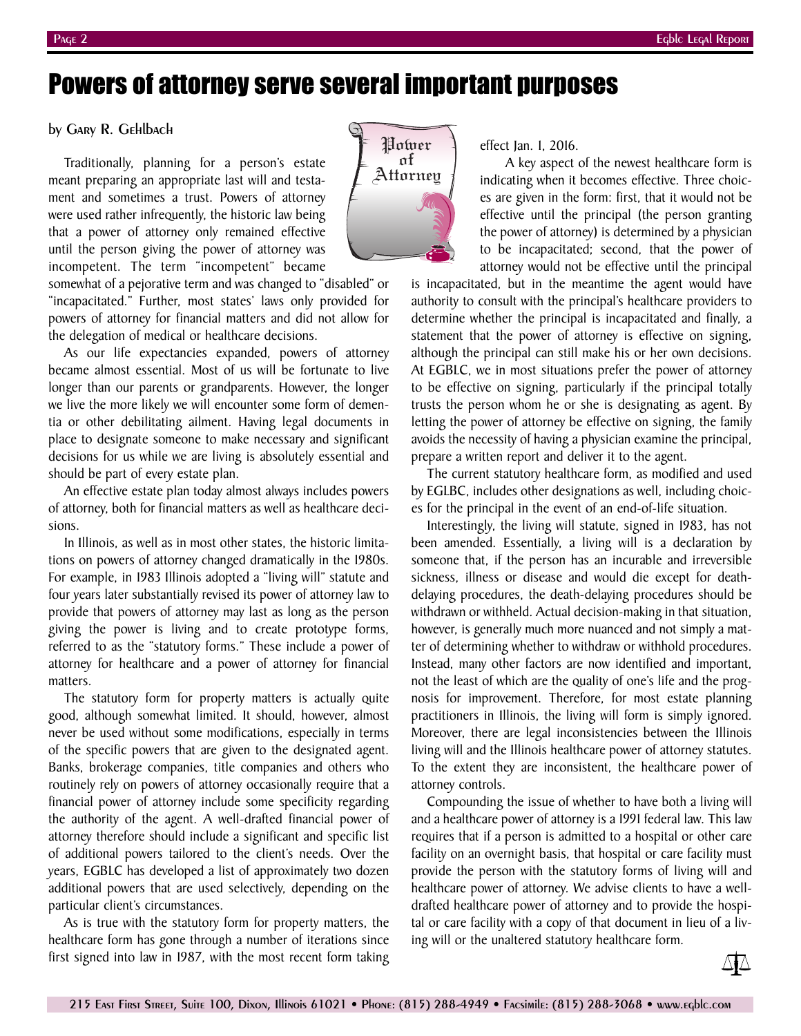# Powers of attorney serve several important purposes

by Gary R. Gehlbach

Traditionally, planning for a person's estate meant preparing an appropriate last will and testament and sometimes a trust. Powers of attorney were used rather infrequently, the historic law being that a power of attorney only remained effective until the person giving the power of attorney was incompetent. The term "incompetent" became somewhat of a pejorative term and was changed to "disabled" or "incapacitated." Further, most states' laws only provided for powers of attorney for financial matters and did not allow for the delegation of medical or healthcare decisions.

As our life expectancies expanded, powers of attorney became almost essential. Most of us will be fortunate to live longer than our parents or grandparents. However, the longer we live the more likely we will encounter some form of dementia or other debilitating ailment. Having legal documents in place to designate someone to make necessary and significant decisions for us while we are living is absolutely essential and should be part of every estate plan.

An effective estate plan today almost always includes powers of attorney, both for financial matters as well as healthcare decisions.

In Illinois, as well as in most other states, the historic limitations on powers of attorney changed dramatically in the 1980s. For example, in 1983 Illinois adopted a "living will" statute and four years later substantially revised its power of attorney law to provide that powers of attorney may last as long as the person giving the power is living and to create prototype forms, referred to as the "statutory forms." These include a power of attorney for healthcare and a power of attorney for financial matters.

The statutory form for property matters is actually quite good, although somewhat limited. It should, however, almost never be used without some modifications, especially in terms of the specific powers that are given to the designated agent. Banks, brokerage companies, title companies and others who routinely rely on powers of attorney occasionally require that a financial power of attorney include some specificity regarding the authority of the agent. A well-drafted financial power of attorney therefore should include a significant and specific list of additional powers tailored to the client's needs. Over the years, EGBLC has developed a list of approximately two dozen additional powers that are used selectively, depending on the particular client's circumstances.

As is true with the statutory form for property matters, the healthcare form has gone through a number of iterations since first signed into law in 1987, with the most recent form taking effect Jan. 1, 2016.

A key aspect of the newest healthcare form is indicating when it becomes effective. Three choices are given in the form: first, that it would not be effective until the principal (the person granting the power of attorney) is determined by a physician to be incapacitated; second, that the power of attorney would not be effective until the principal is incapacitated, but in the meantime the agent would have authority to consult with the principal's healthcare providers to determine whether the principal is incapacitated and finally, a statement that the power of attorney is effective on signing, although the principal can still make his or her own decisions. At EGBLC, we in most situations prefer the power of attorney to be effective on signing, particularly if the principal totally trusts the person whom he or she is designating as agent. By letting the power of attorney be effective on signing, the family avoids the necessity of having a physician examine the principal, prepare a written report and deliver it to the agent.

The current statutory healthcare form, as modified and used by EGLBC, includes other designations as well, including choices for the principal in the event of an end-of-life situation.

Interestingly, the living will statute, signed in 1983, has not been amended. Essentially, a living will is a declaration by someone that, if the person has an incurable and irreversible sickness, illness or disease and would die except for death-delaying procedures, the death-delaying procedures should be withdrawn or withheld. Actual decision-making in that situation, however, is generally much more nuanced and not simply a matter of determining whether to withdraw or withhold procedures. Instead, many other factors are now identified and important, not the least of which are the quality of one's life and the prognosis for improvement. Therefore, for most estate planning practitioners in Illinois, the living will form is simply ignored. Moreover, there are legal inconsistencies between the Illinois living will and the Illinois healthcare power of attorney statutes. To the extent they are inconsistent, the healthcare power of attorney controls.

Compounding the issue of whether to have both a living will and a healthcare power of attorney is a 1991 federal law. This law requires that if a person is admitted to a hospital or other care facility on an overnight basis, that hospital or care facility must provide the person with the statutory forms of living will and healthcare power of attorney. We advise clients to have a well-drafted healthcare power of attorney and to provide the hospital or care facility with a copy of that document in lieu of a living will or the unaltered statutory healthcare form.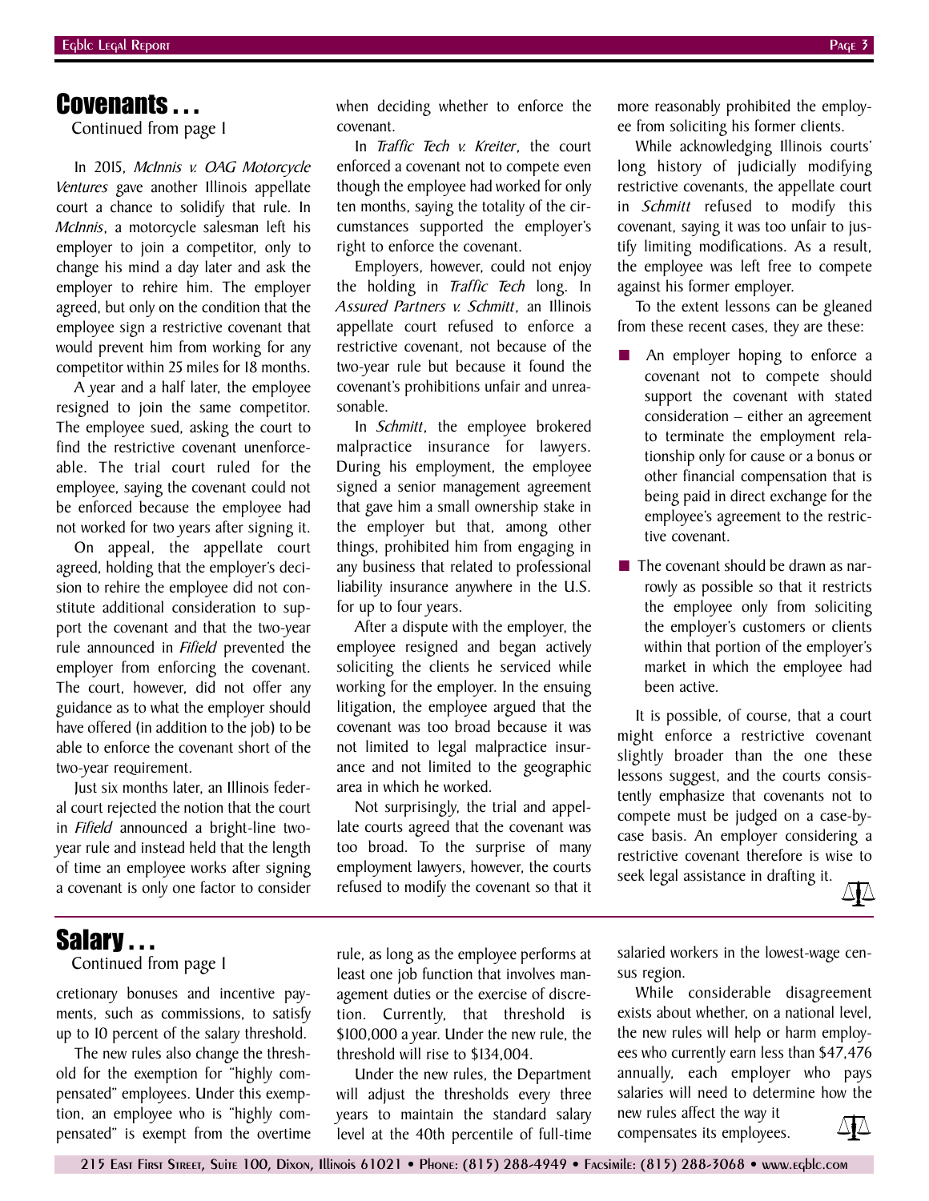## Covenants . . .

Continued from page 1

In 2015, *McInnis v. OAG Motorcycle Ventures* gave another Illinois appellate court a chance to solidify that rule. In *McInnis*, a motorcycle salesman left his employer to join a competitor, only to change his mind a day later and ask the employer to rehire him. The employer agreed, but only on the condition that the employee sign a restrictive covenant that would prevent him from working for any competitor within 25 miles for 18 months.

A year and a half later, the employee resigned to join the same competitor. The employee sued, asking the court to find the restrictive covenant unenforceable. The trial court ruled for the employee, saying the covenant could not be enforced because the employee had not worked for two years after signing it.

On appeal, the appellate court agreed, holding that the employer's decision to rehire the employee did not constitute additional consideration to support the covenant and that the two-year rule announced in *Fifield* prevented the employer from enforcing the covenant. The court, however, did not offer any guidance as to what the employer should have offered (in addition to the job) to be able to enforce the covenant short of the two-year requirement.

Just six months later, an Illinois federal court rejected the notion that the court in *Fifield* announced a bright-line two-year rule and instead held that the length of time an employee works after signing a covenant is only one factor to consider when deciding whether to enforce the covenant.

In *Traffic Tech v. Kreiter*, the court enforced a covenant not to compete even though the employee had worked for only ten months, saying the totality of the circumstances supported the employer's right to enforce the covenant.

Employers, however, could not enjoy the holding in *Traffic Tech* long. In *Assured Partners v. Schmitt*, an Illinois appellate court refused to enforce a restrictive covenant, not because of the two-year rule but because it found the covenant's prohibitions unfair and unreasonable.

In *Schmitt*, the employee brokered malpractice insurance for lawyers. During his employment, the employee signed a senior management agreement that gave him a small ownership stake in the employer but that, among other things, prohibited him from engaging in any business that related to professional liability insurance anywhere in the U.S. for up to four years.

After a dispute with the employer, the employee resigned and began actively soliciting the clients he serviced while working for the employer. In the ensuing litigation, the employee argued that the covenant was too broad because it was not limited to legal malpractice insurance and not limited to the geographic area in which he worked.

Not surprisingly, the trial and appellate courts agreed that the covenant was too broad. To the surprise of many employment lawyers, however, the courts refused to modify the covenant so that it more reasonably prohibited the employee from soliciting his former clients.

While acknowledging Illinois courts' long history of judicially modifying restrictive covenants, the appellate court in *Schmitt* refused to modify this covenant, saying it was too unfair to justify limiting modifications. As a result, the employee was left free to compete against his former employer.

To the extent lessons can be gleaned from these recent cases, they are these:

- An employer hoping to enforce a covenant not to compete should support the covenant with stated consideration – either an agreement to terminate the employment relationship only for cause or a bonus or other financial compensation that is being paid in direct exchange for the employee's agreement to the restrictive covenant.
- The covenant should be drawn as narrowly as possible so that it restricts the employee only from soliciting the employer's customers or clients within that portion of the employer's market in which the employee had been active.

It is possible, of course, that a court might enforce a restrictive covenant slightly broader than the one these lessons suggest, and the courts consistently emphasize that covenants not to compete must be judged on a case-by-case basis. An employer considering a restrictive covenant therefore is wise to seek legal assistance in drafting it.

## Salary . . .

Continued from page 1

cretionary bonuses and incentive payments, such as commissions, to satisfy up to 10 percent of the salary threshold.

The new rules also change the threshold for the exemption for "highly compensated" employees. Under this exemption, an employee who is "highly compensated" is exempt from the overtime rule, as long as the employee performs at least one job function that involves management duties or the exercise of discretion. Currently, that threshold is $100,000 a year. Under the new rule, the threshold will rise to $134,004.

Under the new rules, the Department will adjust the thresholds every three years to maintain the standard salary level at the 40th percentile of full-time salaried workers in the lowest-wage census region.

While considerable disagreement exists about whether, on a national level, the new rules will help or harm employees who currently earn less than $47,476 annually, each employer who pays salaries will need to determine how the new rules affect the way it compensates its employees.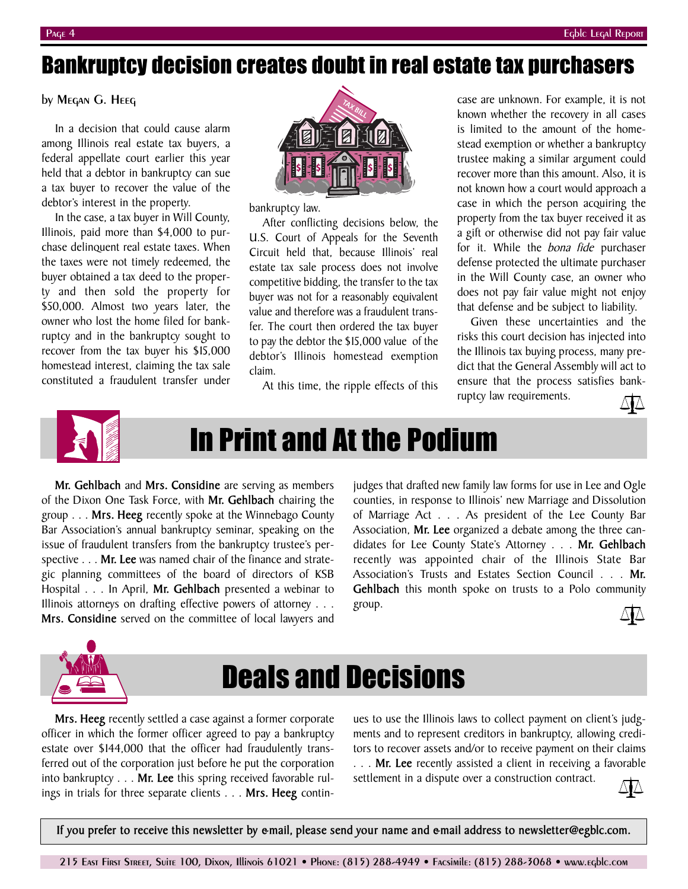# Bankruptcy decision creates doubt in real estate tax purchasers

by Megan G. Heeg

In a decision that could cause alarm among Illinois real estate tax buyers, a federal appellate court earlier this year held that a debtor in bankruptcy can sue a tax buyer to recover the value of the debtor's interest in the property.

In the case, a tax buyer in Will County, Illinois, paid more than $4,000 to purchase delinquent real estate taxes. When the taxes were not timely redeemed, the buyer obtained a tax deed to the property and then sold the property for $50,000. Almost two years later, the owner who lost the home filed for bankruptcy and in the bankruptcy sought to recover from the tax buyer his $15,000 homestead interest, claiming the tax sale constituted a fraudulent transfer under bankruptcy law.

After conflicting decisions below, the U.S. Court of Appeals for the Seventh Circuit held that, because Illinois' real estate tax sale process does not involve competitive bidding, the transfer to the tax buyer was not for a reasonably equivalent value and therefore was a fraudulent transfer. The court then ordered the tax buyer to pay the debtor the $15,000 value of the debtor's Illinois homestead exemption claim.

At this time, the ripple effects of this case are unknown. For example, it is not known whether the recovery in all cases is limited to the amount of the homestead exemption or whether a bankruptcy trustee making a similar argument could recover more than this amount. Also, it is not known how a court would approach a case in which the person acquiring the property from the tax buyer received it as a gift or otherwise did not pay fair value for it. While the *bona fide* purchaser defense protected the ultimate purchaser in the Will County case, an owner who does not pay fair value might not enjoy that defense and be subject to liability.

Given these uncertainties and the risks this court decision has injected into the Illinois tax buying process, many predict that the General Assembly will act to ensure that the process satisfies bankruptcy law requirements.

# In Print and At the Podium

**Mr. Gehlbach** and **Mrs. Considine** are serving as members of the Dixon One Task Force, with **Mr. Gehlbach** chairing the group . . . **Mrs. Heeg** recently spoke at the Winnebago County Bar Association's annual bankruptcy seminar, speaking on the issue of fraudulent transfers from the bankruptcy trustee's perspective . . . **Mr. Lee** was named chair of the finance and strategic planning committees of the board of directors of KSB Hospital . . . In April, **Mr. Gehlbach** presented a webinar to Illinois attorneys on drafting effective powers of attorney . . . **Mrs. Considine** served on the committee of local lawyers and judges that drafted new family law forms for use in Lee and Ogle counties, in response to Illinois' new Marriage and Dissolution of Marriage Act . . . As president of the Lee County Bar Association, **Mr. Lee** organized a debate among the three candidates for Lee County State's Attorney . . . **Mr. Gehlbach** recently was appointed chair of the Illinois State Bar Association's Trusts and Estates Section Council . . . **Mr. Gehlbach** this month spoke on trusts to a Polo community group.

# Deals and Decisions

**Mrs. Heeg** recently settled a case against a former corporate officer in which the former officer agreed to pay a bankruptcy estate over $144,000 that the officer had fraudulently transferred out of the corporation just before he put the corporation into bankruptcy . . . **Mr. Lee** this spring received favorable rulings in trials for three separate clients . . . **Mrs. Heeg** continues to use the Illinois laws to collect payment on client's judgments and to represent creditors in bankruptcy, allowing creditors to recover assets and/or to receive payment on their claims . . . **Mr. Lee** recently assisted a client in receiving a favorable settlement in a dispute over a construction contract.

If you prefer to receive this newsletter by e-mail, please send your name and e-mail address to newsletter@egblc.com.

215 East First Street, Suite 100, Dixon, Illinois 61021 • Phone: (815) 288-4949 • Facsimile: (815) 288-3068 • www.egblc.com